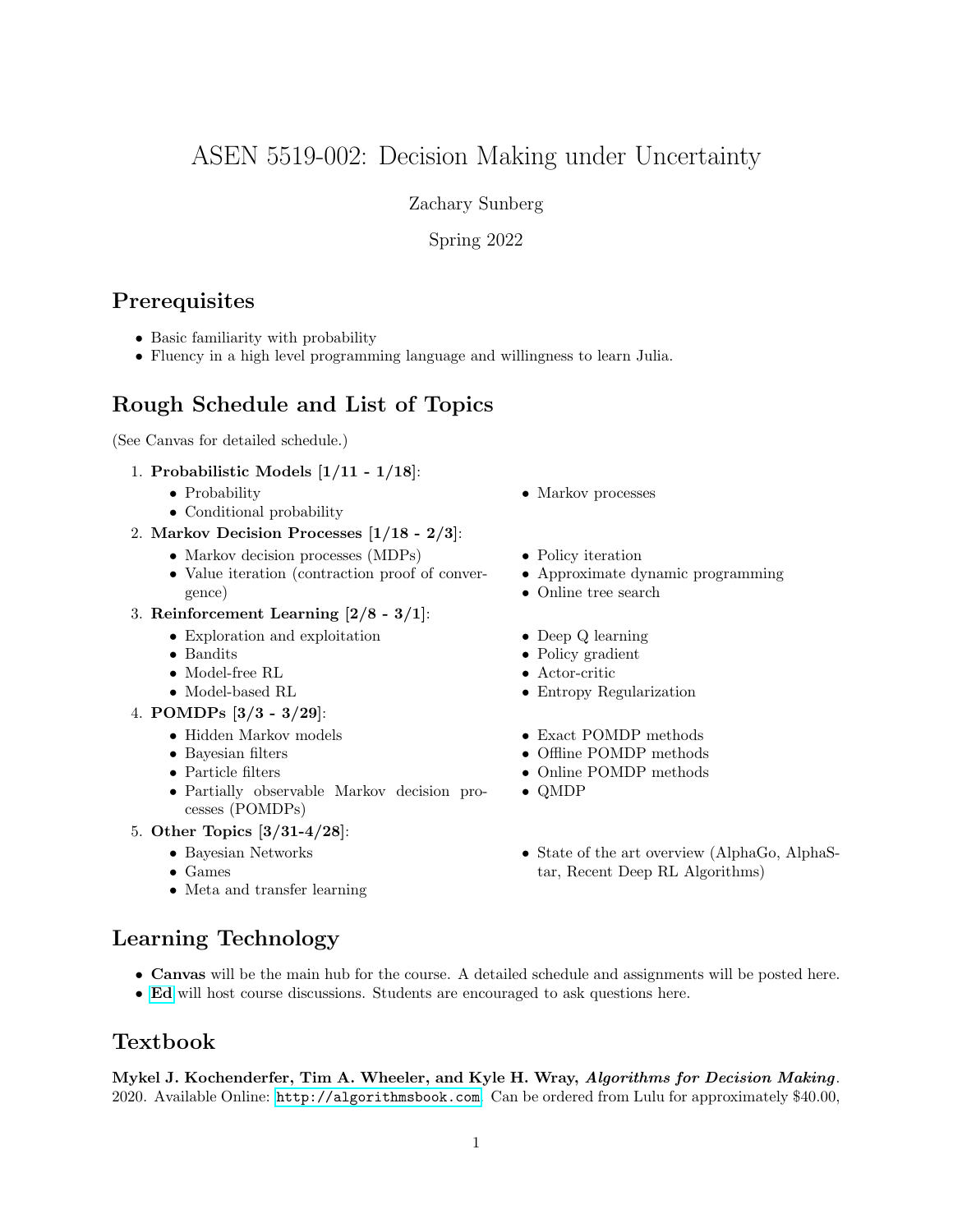# ASEN 5519-002: Decision Making under Uncertainty

Zachary Sunberg

Spring 2022

## Prerequisites

- Basic familiarity with probability
- Fluency in a high level programming language and willingness to learn Julia.

## Rough Schedule and List of Topics

(See Canvas for detailed schedule.)

1. **Probabilistic Models [1/11 - 1/18]**:
   - Probability
   - Conditional probability
   - Markov processes
2. **Markov Decision Processes [1/18 - 2/3]**:
   - Markov decision processes (MDPs)
   - Value iteration (contraction proof of convergence)
   - Policy iteration
   - Approximate dynamic programming
   - Online tree search
3. **Reinforcement Learning [2/8 - 3/1]**:
   - Exploration and exploitation
   - Bandits
   - Model-free RL
   - Model-based RL
   - Deep Q learning
   - Policy gradient
   - Actor-critic
   - Entropy Regularization
4. **POMDPs [3/3 - 3/29]**:
   - Hidden Markov models
   - Bayesian filters
   - Particle filters
   - Partially observable Markov decision processes (POMDPs)
   - Exact POMDP methods
   - Offline POMDP methods
   - Online POMDP methods
   - QMDP
5. **Other Topics [3/31-4/28]**:
   - Bayesian Networks
   - Games
   - Meta and transfer learning
   - State of the art overview (AlphaGo, AlphaStar, Recent Deep RL Algorithms)

## Learning Technology

- **Canvas** will be the main hub for the course. A detailed schedule and assignments will be posted here.
- **Ed** will host course discussions. Students are encouraged to ask questions here.

## Textbook

**Mykel J. Kochenderfer, Tim A. Wheeler, and Kyle H. Wray, *Algorithms for Decision Making*.** 2020. Available Online: `http://algorithmsbook.com`. Can be ordered from Lulu for approximately $40.00,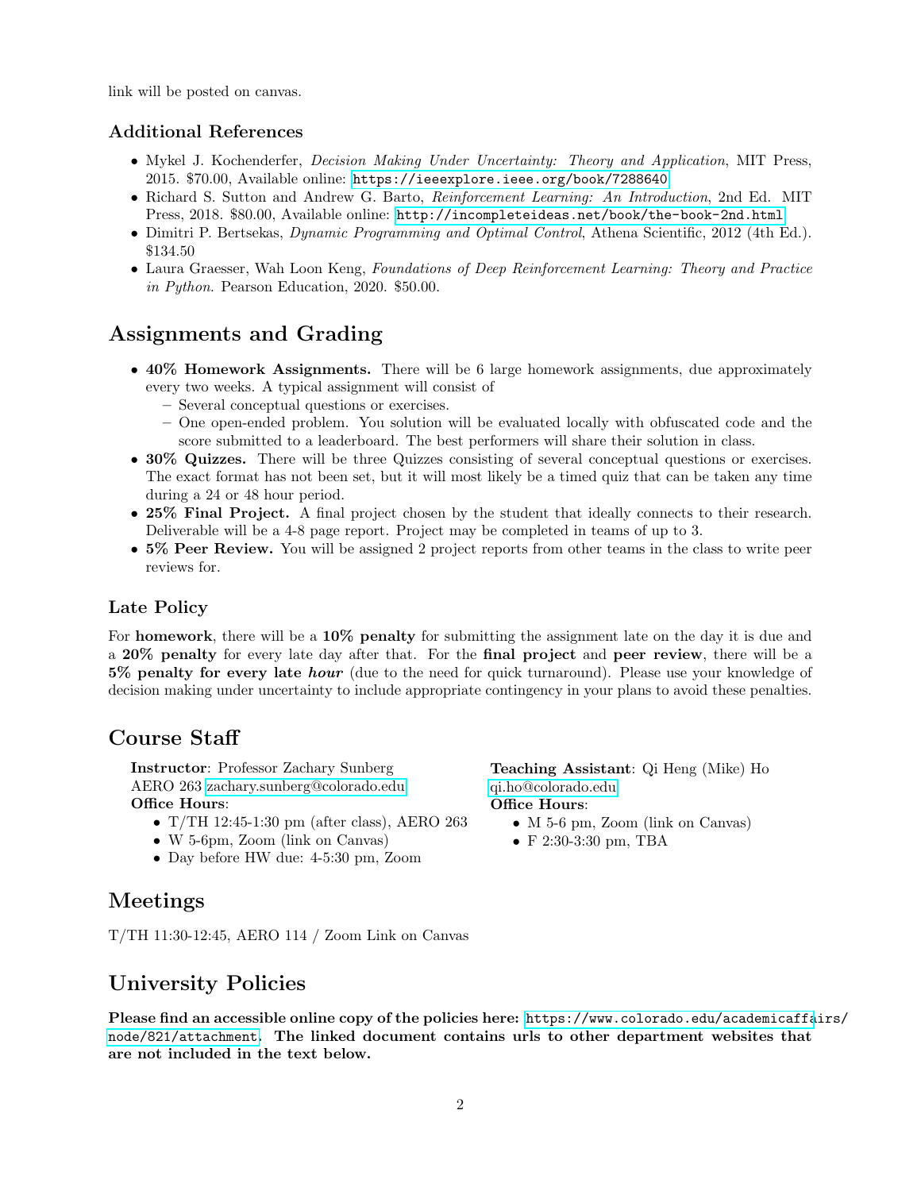link will be posted on canvas.

### Additional References

- Mykel J. Kochenderfer, *Decision Making Under Uncertainty: Theory and Application*, MIT Press, 2015. $70.00, Available online: https://ieeexplore.ieee.org/book/7288640
- Richard S. Sutton and Andrew G. Barto, *Reinforcement Learning: An Introduction*, 2nd Ed. MIT Press, 2018. $80.00, Available online: http://incompleteideas.net/book/the-book-2nd.html
- Dimitri P. Bertsekas, *Dynamic Programming and Optimal Control*, Athena Scientific, 2012 (4th Ed.). $134.50
- Laura Graesser, Wah Loon Keng, *Foundations of Deep Reinforcement Learning: Theory and Practice in Python*. Pearson Education, 2020. $50.00.

## Assignments and Grading

- **40% Homework Assignments.** There will be 6 large homework assignments, due approximately every two weeks. A typical assignment will consist of
  - Several conceptual questions or exercises.
  - One open-ended problem. You solution will be evaluated locally with obfuscated code and the score submitted to a leaderboard. The best performers will share their solution in class.
- **30% Quizzes.** There will be three Quizzes consisting of several conceptual questions or exercises. The exact format has not been set, but it will most likely be a timed quiz that can be taken any time during a 24 or 48 hour period.
- **25% Final Project.** A final project chosen by the student that ideally connects to their research. Deliverable will be a 4-8 page report. Project may be completed in teams of up to 3.
- **5% Peer Review.** You will be assigned 2 project reports from other teams in the class to write peer reviews for.

### Late Policy

For **homework**, there will be a **10% penalty** for submitting the assignment late on the day it is due and a **20% penalty** for every late day after that. For the **final project** and **peer review**, there will be a **5% penalty for every late *hour*** (due to the need for quick turnaround). Please use your knowledge of decision making under uncertainty to include appropriate contingency in your plans to avoid these penalties.

## Course Staff

**Instructor**: Professor Zachary Sunberg
AERO 263 zachary.sunberg@colorado.edu
**Office Hours**:

- T/TH 12:45-1:30 pm (after class), AERO 263
- W 5-6pm, Zoom (link on Canvas)
- Day before HW due: 4-5:30 pm, Zoom

**Teaching Assistant**: Qi Heng (Mike) Ho
qi.ho@colorado.edu
**Office Hours**:

- M 5-6 pm, Zoom (link on Canvas)
- F 2:30-3:30 pm, TBA

## Meetings

T/TH 11:30-12:45, AERO 114 / Zoom Link on Canvas

## University Policies

**Please find an accessible online copy of the policies here: https://www.colorado.edu/academicaffairs/node/821/attachment. The linked document contains urls to other department websites that are not included in the text below.**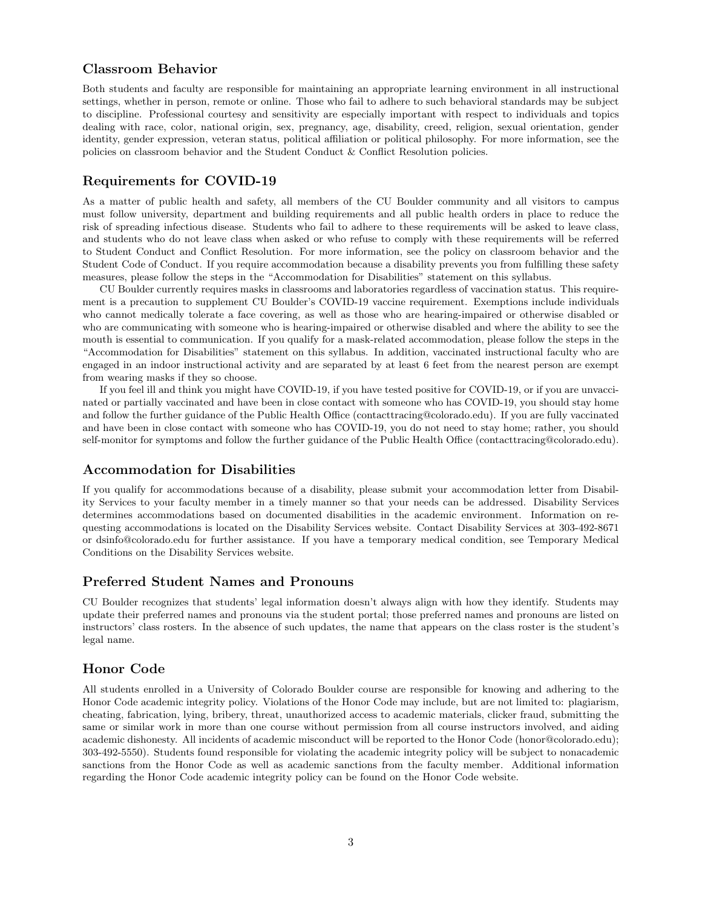## Classroom Behavior

Both students and faculty are responsible for maintaining an appropriate learning environment in all instructional settings, whether in person, remote or online. Those who fail to adhere to such behavioral standards may be subject to discipline. Professional courtesy and sensitivity are especially important with respect to individuals and topics dealing with race, color, national origin, sex, pregnancy, age, disability, creed, religion, sexual orientation, gender identity, gender expression, veteran status, political affiliation or political philosophy. For more information, see the policies on classroom behavior and the Student Conduct & Conflict Resolution policies.

## Requirements for COVID-19

As a matter of public health and safety, all members of the CU Boulder community and all visitors to campus must follow university, department and building requirements and all public health orders in place to reduce the risk of spreading infectious disease. Students who fail to adhere to these requirements will be asked to leave class, and students who do not leave class when asked or who refuse to comply with these requirements will be referred to Student Conduct and Conflict Resolution. For more information, see the policy on classroom behavior and the Student Code of Conduct. If you require accommodation because a disability prevents you from fulfilling these safety measures, please follow the steps in the "Accommodation for Disabilities" statement on this syllabus.

CU Boulder currently requires masks in classrooms and laboratories regardless of vaccination status. This requirement is a precaution to supplement CU Boulder's COVID-19 vaccine requirement. Exemptions include individuals who cannot medically tolerate a face covering, as well as those who are hearing-impaired or otherwise disabled or who are communicating with someone who is hearing-impaired or otherwise disabled and where the ability to see the mouth is essential to communication. If you qualify for a mask-related accommodation, please follow the steps in the "Accommodation for Disabilities" statement on this syllabus. In addition, vaccinated instructional faculty who are engaged in an indoor instructional activity and are separated by at least 6 feet from the nearest person are exempt from wearing masks if they so choose.

If you feel ill and think you might have COVID-19, if you have tested positive for COVID-19, or if you are unvaccinated or partially vaccinated and have been in close contact with someone who has COVID-19, you should stay home and follow the further guidance of the Public Health Office (contacttracing@colorado.edu). If you are fully vaccinated and have been in close contact with someone who has COVID-19, you do not need to stay home; rather, you should self-monitor for symptoms and follow the further guidance of the Public Health Office (contacttracing@colorado.edu).

## Accommodation for Disabilities

If you qualify for accommodations because of a disability, please submit your accommodation letter from Disability Services to your faculty member in a timely manner so that your needs can be addressed. Disability Services determines accommodations based on documented disabilities in the academic environment. Information on requesting accommodations is located on the Disability Services website. Contact Disability Services at 303-492-8671 or dsinfo@colorado.edu for further assistance. If you have a temporary medical condition, see Temporary Medical Conditions on the Disability Services website.

## Preferred Student Names and Pronouns

CU Boulder recognizes that students' legal information doesn't always align with how they identify. Students may update their preferred names and pronouns via the student portal; those preferred names and pronouns are listed on instructors' class rosters. In the absence of such updates, the name that appears on the class roster is the student's legal name.

## Honor Code

All students enrolled in a University of Colorado Boulder course are responsible for knowing and adhering to the Honor Code academic integrity policy. Violations of the Honor Code may include, but are not limited to: plagiarism, cheating, fabrication, lying, bribery, threat, unauthorized access to academic materials, clicker fraud, submitting the same or similar work in more than one course without permission from all course instructors involved, and aiding academic dishonesty. All incidents of academic misconduct will be reported to the Honor Code (honor@colorado.edu); 303-492-5550). Students found responsible for violating the academic integrity policy will be subject to nonacademic sanctions from the Honor Code as well as academic sanctions from the faculty member. Additional information regarding the Honor Code academic integrity policy can be found on the Honor Code website.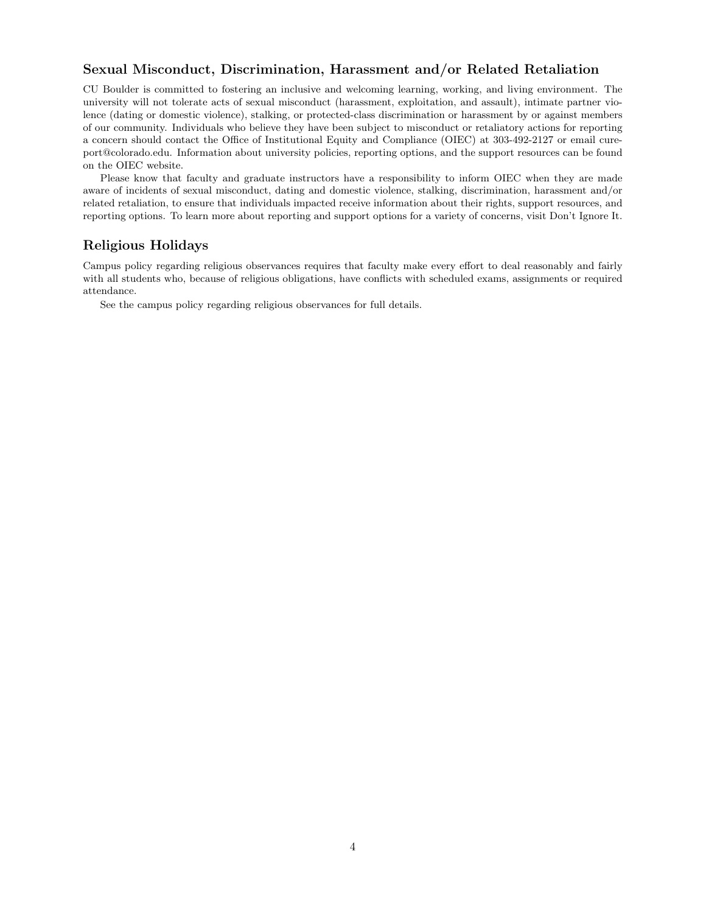## Sexual Misconduct, Discrimination, Harassment and/or Related Retaliation

CU Boulder is committed to fostering an inclusive and welcoming learning, working, and living environment. The university will not tolerate acts of sexual misconduct (harassment, exploitation, and assault), intimate partner violence (dating or domestic violence), stalking, or protected-class discrimination or harassment by or against members of our community. Individuals who believe they have been subject to misconduct or retaliatory actions for reporting a concern should contact the Office of Institutional Equity and Compliance (OIEC) at 303-492-2127 or email cureport@colorado.edu. Information about university policies, reporting options, and the support resources can be found on the OIEC website.

Please know that faculty and graduate instructors have a responsibility to inform OIEC when they are made aware of incidents of sexual misconduct, dating and domestic violence, stalking, discrimination, harassment and/or related retaliation, to ensure that individuals impacted receive information about their rights, support resources, and reporting options. To learn more about reporting and support options for a variety of concerns, visit Don't Ignore It.

## Religious Holidays

Campus policy regarding religious observances requires that faculty make every effort to deal reasonably and fairly with all students who, because of religious obligations, have conflicts with scheduled exams, assignments or required attendance.

See the campus policy regarding religious observances for full details.